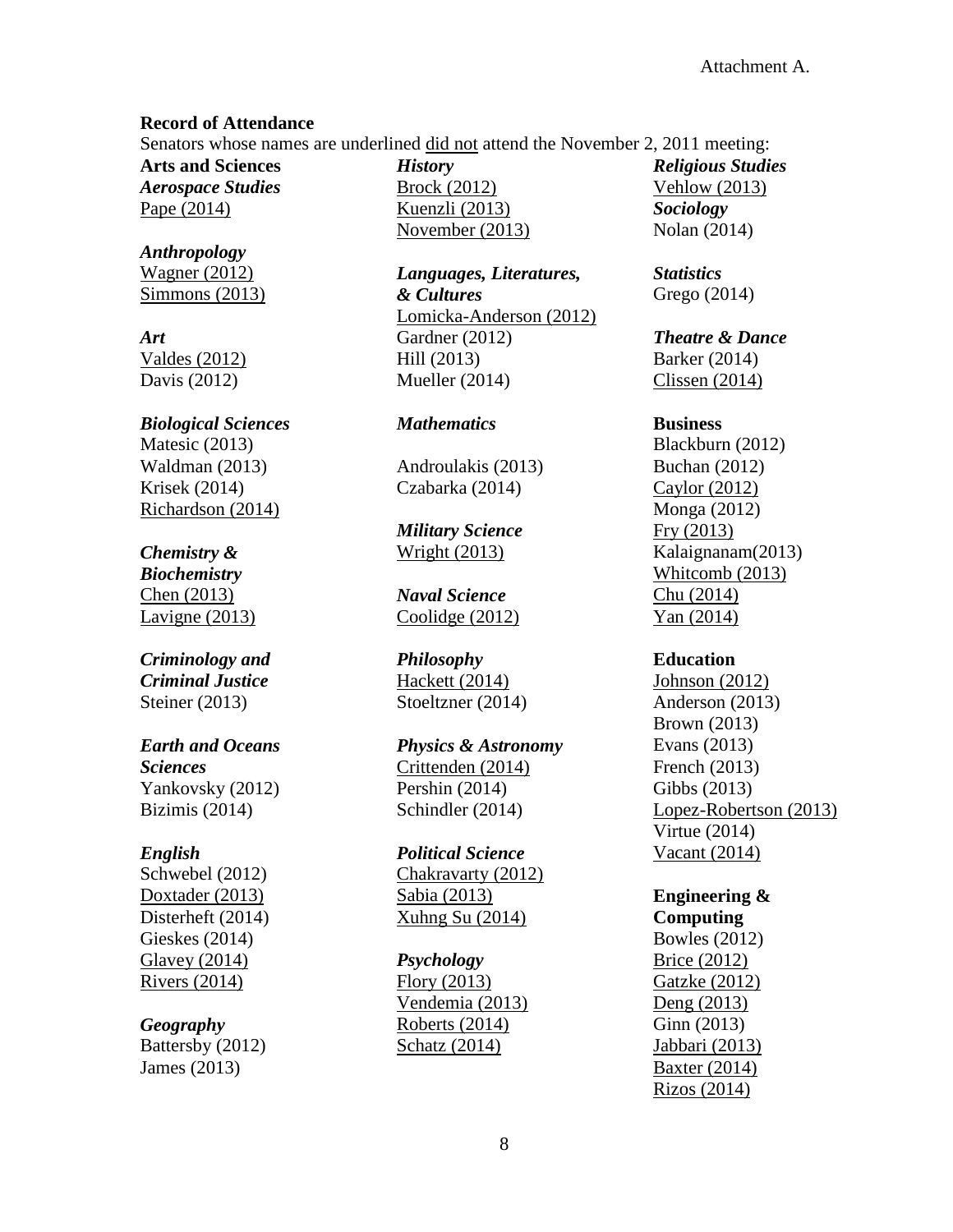Attachment A.

**Record of Attendance**

Senators whose names are underlined <u>did not</u> attend the November 2, 2011 meeting:

**Arts and Sciences**

***Aerospace Studies***
<u>Pape (2014)</u>

***Anthropology***
<u>Wagner (2012)</u>
<u>Simmons (2013)</u>

***Art***
<u>Valdes (2012)</u>
Davis (2012)

***Biological Sciences***
Matesic (2013)
Waldman (2013)
Krisek (2014)
<u>Richardson (2014)</u>

***Chemistry & Biochemistry***
<u>Chen (2013)</u>
<u>Lavigne (2013)</u>

***Criminology and Criminal Justice***
Steiner (2013)

***Earth and Oceans Sciences***
Yankovsky (2012)
Bizimis (2014)

***English***
Schwebel (2012)
<u>Doxtader (2013)</u>
Disterheft (2014)
Gieskes (2014)
<u>Glavey (2014)</u>
<u>Rivers (2014)</u>

***Geography***
Battersby (2012)
James (2013)

***History***
<u>Brock (2012)</u>
<u>Kuenzli (2013)</u>
<u>November (2013)</u>

***Languages, Literatures, & Cultures***
<u>Lomicka-Anderson (2012)</u>
Gardner (2012)
Hill (2013)
Mueller (2014)

***Mathematics***
Androulakis (2013)
Czabarka (2014)

***Military Science***
<u>Wright (2013)</u>

***Naval Science***
<u>Coolidge (2012)</u>

***Philosophy***
<u>Hackett (2014)</u>
Stoeltzner (2014)

***Physics & Astronomy***
<u>Crittenden (2014)</u>
Pershin (2014)
Schindler (2014)

***Political Science***
<u>Chakravarty (2012)</u>
<u>Sabia (2013)</u>
<u>Xuhng Su (2014)</u>

***Psychology***
<u>Flory (2013)</u>
<u>Vendemia (2013)</u>
<u>Roberts (2014)</u>
<u>Schatz (2014)</u>

***Religious Studies***
<u>Vehlow (2013)</u>

***Sociology***
Nolan (2014)

***Statistics***
Grego (2014)

***Theatre & Dance***
Barker (2014)
<u>Clissen (2014)</u>

**Business**
Blackburn (2012)
Buchan (2012)
<u>Caylor (2012)</u>
Monga (2012)
<u>Fry (2013)</u>
Kalaignanam(2013)
<u>Whitcomb (2013)</u>
<u>Chu (2014)</u>
<u>Yan (2014)</u>

**Education**
<u>Johnson (2012)</u>
Anderson (2013)
Brown (2013)
Evans (2013)
French (2013)
Gibbs (2013)
<u>Lopez-Robertson (2013)</u>
Virtue (2014)
<u>Vacant (2014)</u>

**Engineering & Computing**
Bowles (2012)
<u>Brice (2012)</u>
<u>Gatzke (2012)</u>
<u>Deng (2013)</u>
Ginn (2013)
<u>Jabbari (2013)</u>
<u>Baxter (2014)</u>
<u>Rizos (2014)</u>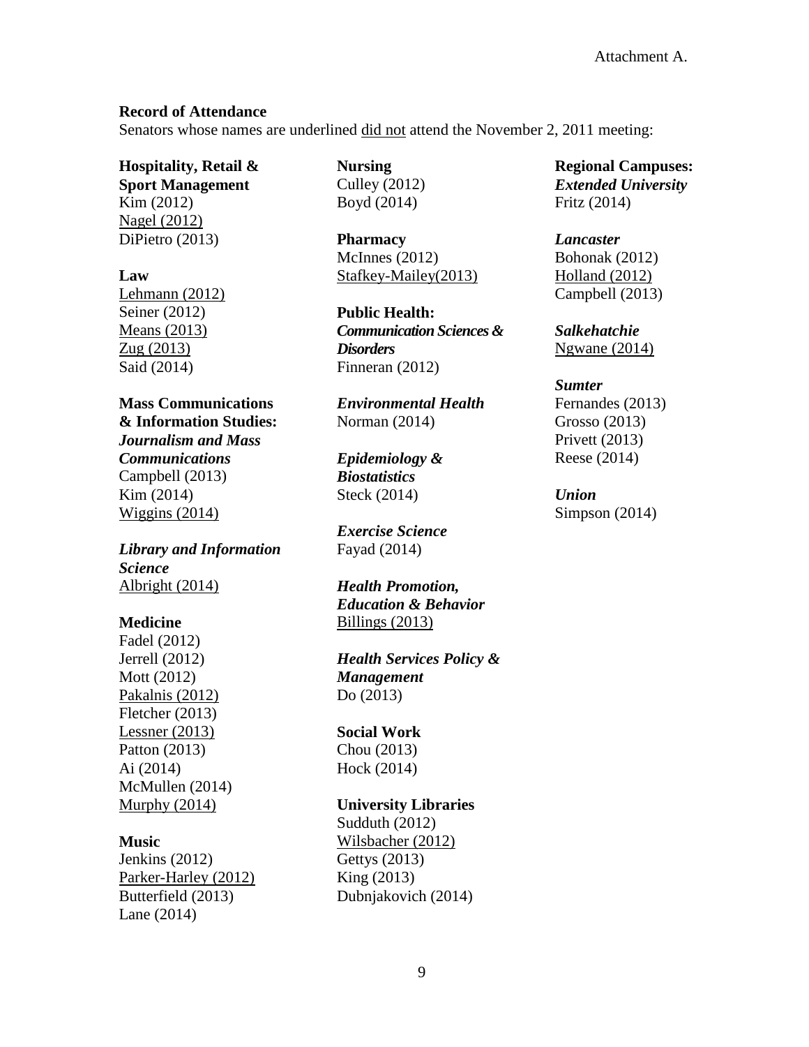Attachment A.

**Record of Attendance**

Senators whose names are underlined <u>did not</u> attend the November 2, 2011 meeting:

**Hospitality, Retail & Sport Management**
Kim (2012)
<u>Nagel (2012)</u>
DiPietro (2013)

**Law**
<u>Lehmann (2012)</u>
Seiner (2012)
<u>Means (2013)</u>
<u>Zug (2013)</u>
Said (2014)

**Mass Communications & Information Studies:**
***Journalism and Mass Communications***
Campbell (2013)
Kim (2014)
<u>Wiggins (2014)</u>

***Library and Information Science***
<u>Albright (2014)</u>

**Medicine**
Fadel (2012)
Jerrell (2012)
Mott (2012)
<u>Pakalnis (2012)</u>
Fletcher (2013)
<u>Lessner (2013)</u>
Patton (2013)
Ai (2014)
McMullen (2014)
<u>Murphy (2014)</u>

**Music**
Jenkins (2012)
<u>Parker-Harley (2012)</u>
Butterfield (2013)
Lane (2014)

**Nursing**
Culley (2012)
Boyd (2014)

**Pharmacy**
McInnes (2012)
<u>Stafkey-Mailey(2013)</u>

**Public Health:**
***Communication Sciences & Disorders***
Finneran (2012)

***Environmental Health***
Norman (2014)

***Epidemiology & Biostatistics***
Steck (2014)

***Exercise Science***
Fayad (2014)

***Health Promotion, Education & Behavior***
<u>Billings (2013)</u>

***Health Services Policy & Management***
Do (2013)

**Social Work**
Chou (2013)
Hock (2014)

**University Libraries**
Sudduth (2012)
<u>Wilsbacher (2012)</u>
Gettys (2013)
King (2013)
Dubnjakovich (2014)

**Regional Campuses:**
***Extended University***
Fritz (2014)

***Lancaster***
Bohonak (2012)
<u>Holland (2012)</u>
Campbell (2013)

***Salkehatchie***
<u>Ngwane (2014)</u>

***Sumter***
Fernandes (2013)
Grosso (2013)
Privett (2013)
Reese (2014)

***Union***
Simpson (2014)